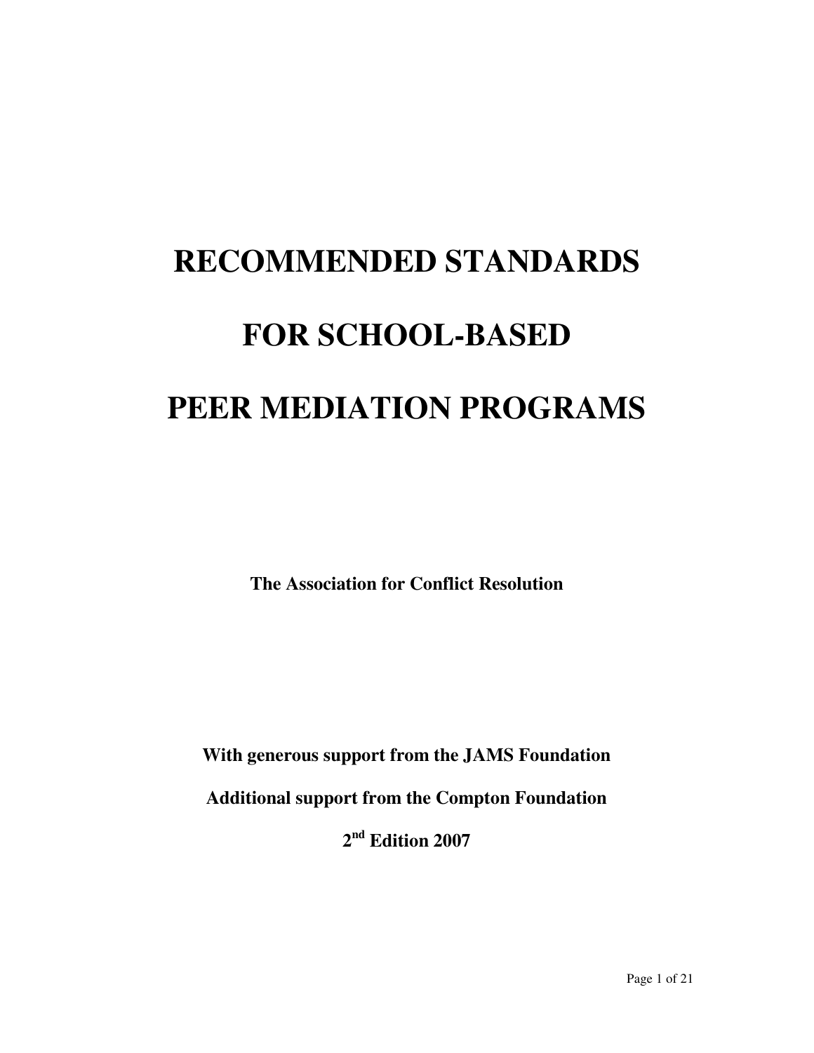# RECOMMENDED STANDARDS FOR SCHOOL-BASED PEER MEDIATION PROGRAMS

**The Association for Conflict Resolution**

**With generous support from the JAMS Foundation**

**Additional support from the Compton Foundation**

**2nd Edition 2007**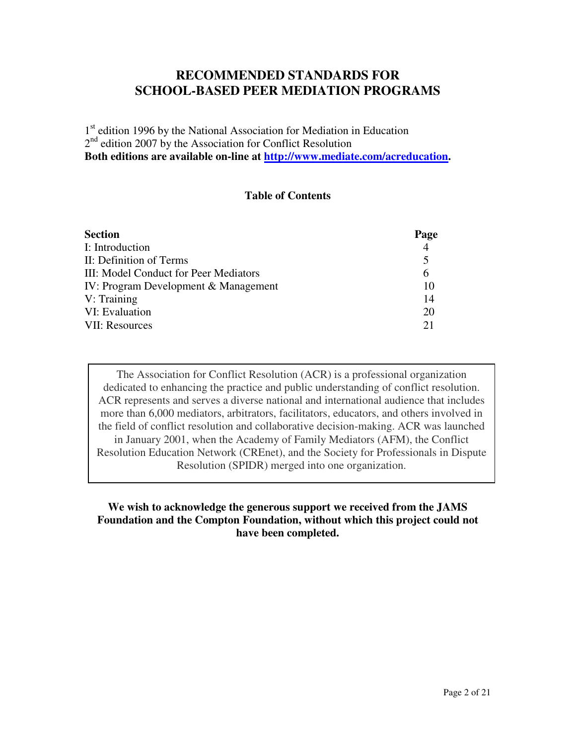# RECOMMENDED STANDARDS FOR SCHOOL-BASED PEER MEDIATION PROGRAMS

1st edition 1996 by the National Association for Mediation in Education
2nd edition 2007 by the Association for Conflict Resolution
**Both editions are available on-line at http://www.mediate.com/acreducation.**

## Table of Contents

| Section | Page |
|---|---|
| I: Introduction | 4 |
| II: Definition of Terms | 5 |
| III: Model Conduct for Peer Mediators | 6 |
| IV: Program Development & Management | 10 |
| V: Training | 14 |
| VI: Evaluation | 20 |
| VII: Resources | 21 |

The Association for Conflict Resolution (ACR) is a professional organization dedicated to enhancing the practice and public understanding of conflict resolution. ACR represents and serves a diverse national and international audience that includes more than 6,000 mediators, arbitrators, facilitators, educators, and others involved in the field of conflict resolution and collaborative decision-making. ACR was launched in January 2001, when the Academy of Family Mediators (AFM), the Conflict Resolution Education Network (CREnet), and the Society for Professionals in Dispute Resolution (SPIDR) merged into one organization.

**We wish to acknowledge the generous support we received from the JAMS Foundation and the Compton Foundation, without which this project could not have been completed.**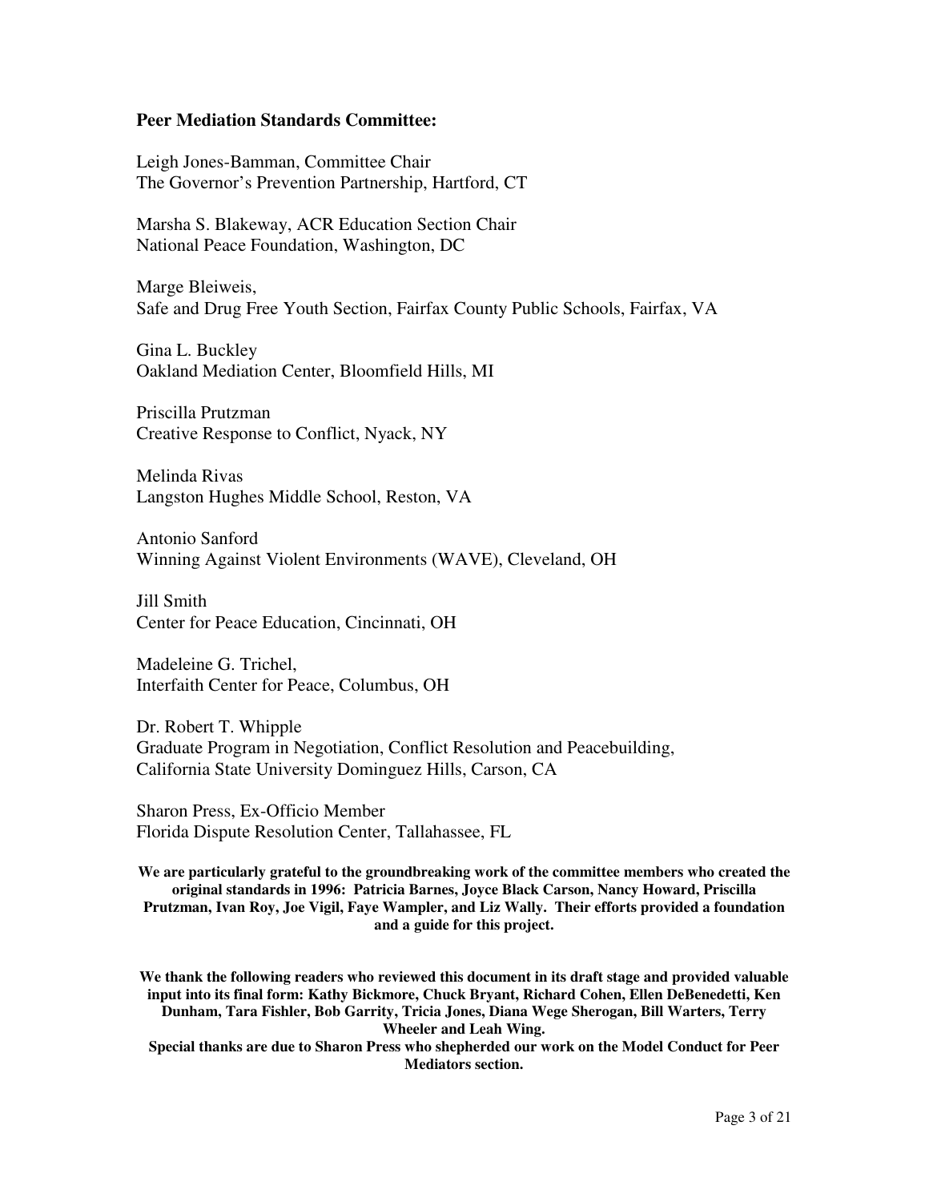**Peer Mediation Standards Committee:**

Leigh Jones-Bamman, Committee Chair
The Governor's Prevention Partnership, Hartford, CT

Marsha S. Blakeway, ACR Education Section Chair
National Peace Foundation, Washington, DC

Marge Bleiweis,
Safe and Drug Free Youth Section, Fairfax County Public Schools, Fairfax, VA

Gina L. Buckley
Oakland Mediation Center, Bloomfield Hills, MI

Priscilla Prutzman
Creative Response to Conflict, Nyack, NY

Melinda Rivas
Langston Hughes Middle School, Reston, VA

Antonio Sanford
Winning Against Violent Environments (WAVE), Cleveland, OH

Jill Smith
Center for Peace Education, Cincinnati, OH

Madeleine G. Trichel,
Interfaith Center for Peace, Columbus, OH

Dr. Robert T. Whipple
Graduate Program in Negotiation, Conflict Resolution and Peacebuilding,
California State University Dominguez Hills, Carson, CA

Sharon Press, Ex-Officio Member
Florida Dispute Resolution Center, Tallahassee, FL

**We are particularly grateful to the groundbreaking work of the committee members who created the original standards in 1996: Patricia Barnes, Joyce Black Carson, Nancy Howard, Priscilla Prutzman, Ivan Roy, Joe Vigil, Faye Wampler, and Liz Wally. Their efforts provided a foundation and a guide for this project.**

**We thank the following readers who reviewed this document in its draft stage and provided valuable input into its final form: Kathy Bickmore, Chuck Bryant, Richard Cohen, Ellen DeBenedetti, Ken Dunham, Tara Fishler, Bob Garrity, Tricia Jones, Diana Wege Sherogan, Bill Warters, Terry Wheeler and Leah Wing.**
**Special thanks are due to Sharon Press who shepherded our work on the Model Conduct for Peer Mediators section.**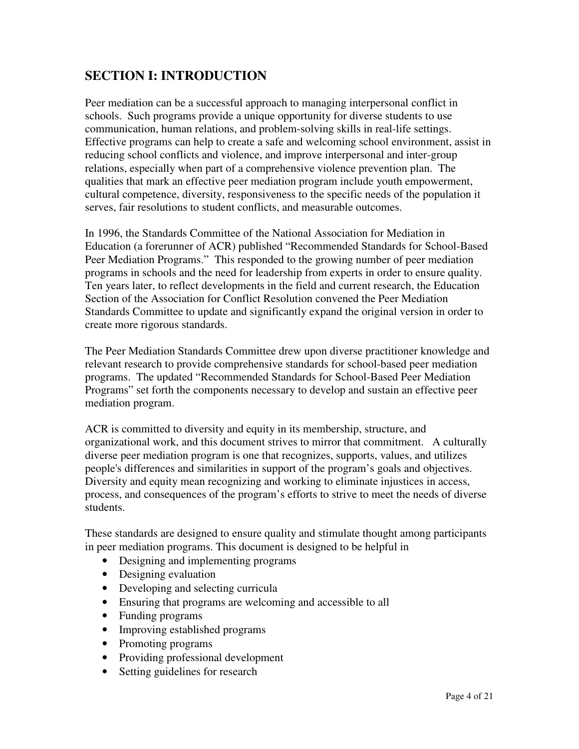## SECTION I: INTRODUCTION

Peer mediation can be a successful approach to managing interpersonal conflict in schools. Such programs provide a unique opportunity for diverse students to use communication, human relations, and problem-solving skills in real-life settings. Effective programs can help to create a safe and welcoming school environment, assist in reducing school conflicts and violence, and improve interpersonal and inter-group relations, especially when part of a comprehensive violence prevention plan. The qualities that mark an effective peer mediation program include youth empowerment, cultural competence, diversity, responsiveness to the specific needs of the population it serves, fair resolutions to student conflicts, and measurable outcomes.

In 1996, the Standards Committee of the National Association for Mediation in Education (a forerunner of ACR) published "Recommended Standards for School-Based Peer Mediation Programs." This responded to the growing number of peer mediation programs in schools and the need for leadership from experts in order to ensure quality. Ten years later, to reflect developments in the field and current research, the Education Section of the Association for Conflict Resolution convened the Peer Mediation Standards Committee to update and significantly expand the original version in order to create more rigorous standards.

The Peer Mediation Standards Committee drew upon diverse practitioner knowledge and relevant research to provide comprehensive standards for school-based peer mediation programs. The updated "Recommended Standards for School-Based Peer Mediation Programs" set forth the components necessary to develop and sustain an effective peer mediation program.

ACR is committed to diversity and equity in its membership, structure, and organizational work, and this document strives to mirror that commitment. A culturally diverse peer mediation program is one that recognizes, supports, values, and utilizes people's differences and similarities in support of the program's goals and objectives. Diversity and equity mean recognizing and working to eliminate injustices in access, process, and consequences of the program's efforts to strive to meet the needs of diverse students.

These standards are designed to ensure quality and stimulate thought among participants in peer mediation programs. This document is designed to be helpful in

- Designing and implementing programs
- Designing evaluation
- Developing and selecting curricula
- Ensuring that programs are welcoming and accessible to all
- Funding programs
- Improving established programs
- Promoting programs
- Providing professional development
- Setting guidelines for research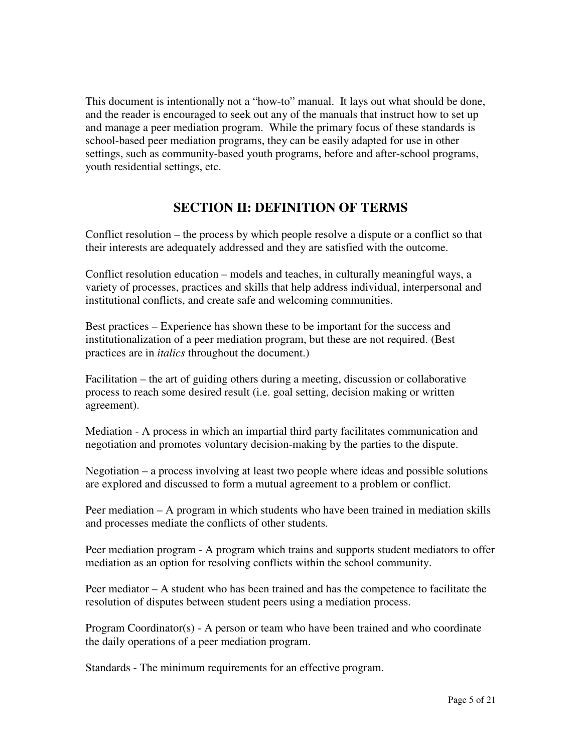This document is intentionally not a "how-to" manual. It lays out what should be done, and the reader is encouraged to seek out any of the manuals that instruct how to set up and manage a peer mediation program. While the primary focus of these standards is school-based peer mediation programs, they can be easily adapted for use in other settings, such as community-based youth programs, before and after-school programs, youth residential settings, etc.

## SECTION II: DEFINITION OF TERMS

Conflict resolution – the process by which people resolve a dispute or a conflict so that their interests are adequately addressed and they are satisfied with the outcome.

Conflict resolution education – models and teaches, in culturally meaningful ways, a variety of processes, practices and skills that help address individual, interpersonal and institutional conflicts, and create safe and welcoming communities.

Best practices – Experience has shown these to be important for the success and institutionalization of a peer mediation program, but these are not required. (Best practices are in *italics* throughout the document.)

Facilitation – the art of guiding others during a meeting, discussion or collaborative process to reach some desired result (i.e. goal setting, decision making or written agreement).

Mediation - A process in which an impartial third party facilitates communication and negotiation and promotes voluntary decision-making by the parties to the dispute.

Negotiation – a process involving at least two people where ideas and possible solutions are explored and discussed to form a mutual agreement to a problem or conflict.

Peer mediation – A program in which students who have been trained in mediation skills and processes mediate the conflicts of other students.

Peer mediation program - A program which trains and supports student mediators to offer mediation as an option for resolving conflicts within the school community.

Peer mediator – A student who has been trained and has the competence to facilitate the resolution of disputes between student peers using a mediation process.

Program Coordinator(s) - A person or team who have been trained and who coordinate the daily operations of a peer mediation program.

Standards - The minimum requirements for an effective program.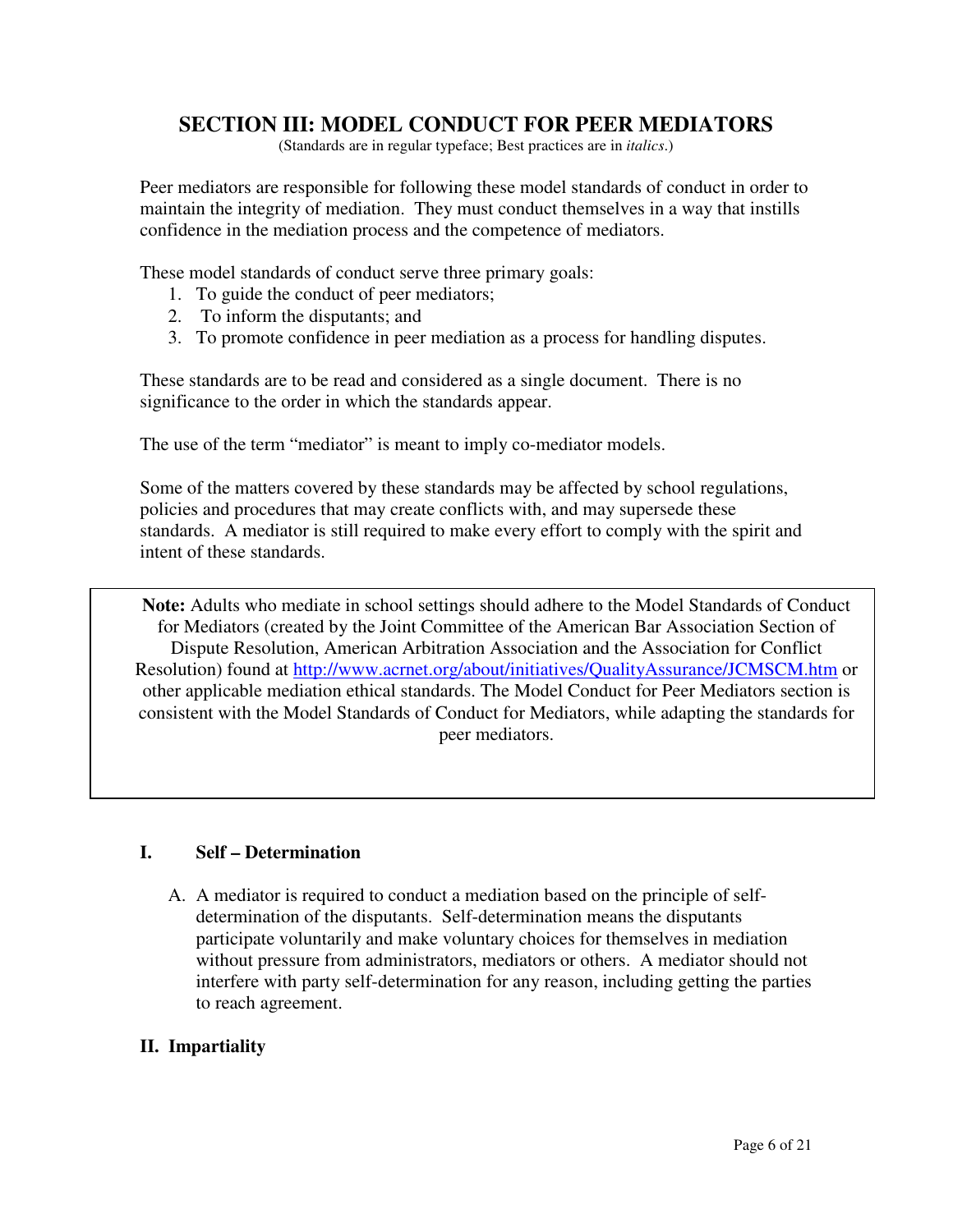## SECTION III: MODEL CONDUCT FOR PEER MEDIATORS

(Standards are in regular typeface; Best practices are in *italics*.)

Peer mediators are responsible for following these model standards of conduct in order to maintain the integrity of mediation. They must conduct themselves in a way that instills confidence in the mediation process and the competence of mediators.

These model standards of conduct serve three primary goals:

1. To guide the conduct of peer mediators;
2. To inform the disputants; and
3. To promote confidence in peer mediation as a process for handling disputes.

These standards are to be read and considered as a single document. There is no significance to the order in which the standards appear.

The use of the term "mediator" is meant to imply co-mediator models.

Some of the matters covered by these standards may be affected by school regulations, policies and procedures that may create conflicts with, and may supersede these standards. A mediator is still required to make every effort to comply with the spirit and intent of these standards.

> **Note:** Adults who mediate in school settings should adhere to the Model Standards of Conduct for Mediators (created by the Joint Committee of the American Bar Association Section of Dispute Resolution, American Arbitration Association and the Association for Conflict Resolution) found at http://www.acrnet.org/about/initiatives/QualityAssurance/JCMSCM.htm or other applicable mediation ethical standards. The Model Conduct for Peer Mediators section is consistent with the Model Standards of Conduct for Mediators, while adapting the standards for peer mediators.

### I. Self – Determination

A. A mediator is required to conduct a mediation based on the principle of self-determination of the disputants. Self-determination means the disputants participate voluntarily and make voluntary choices for themselves in mediation without pressure from administrators, mediators or others. A mediator should not interfere with party self-determination for any reason, including getting the parties to reach agreement.

### II. Impartiality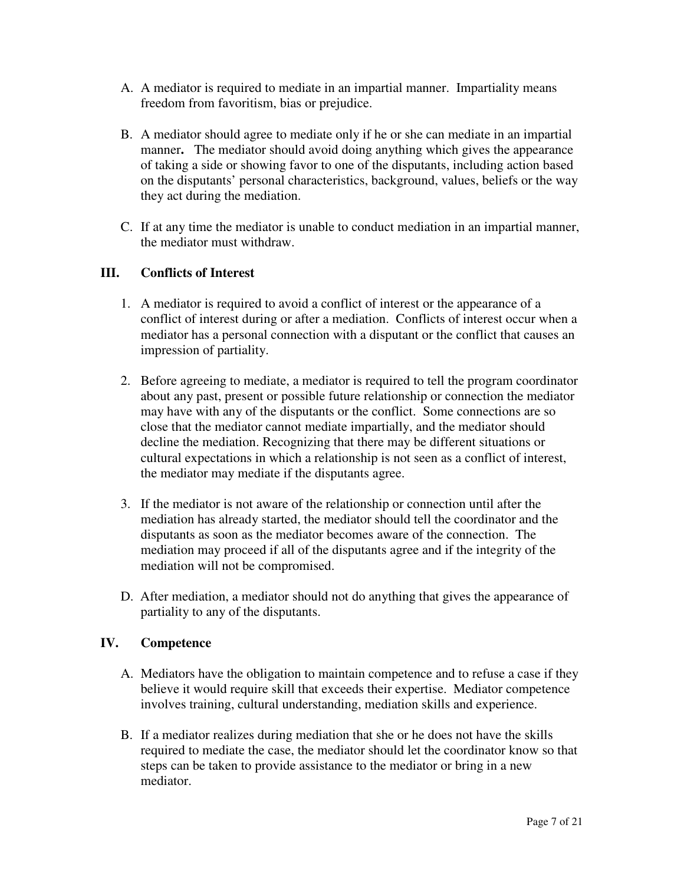A. A mediator is required to mediate in an impartial manner. Impartiality means freedom from favoritism, bias or prejudice.

B. A mediator should agree to mediate only if he or she can mediate in an impartial manner**.** The mediator should avoid doing anything which gives the appearance of taking a side or showing favor to one of the disputants, including action based on the disputants' personal characteristics, background, values, beliefs or the way they act during the mediation.

C. If at any time the mediator is unable to conduct mediation in an impartial manner, the mediator must withdraw.

## III. Conflicts of Interest

1. A mediator is required to avoid a conflict of interest or the appearance of a conflict of interest during or after a mediation. Conflicts of interest occur when a mediator has a personal connection with a disputant or the conflict that causes an impression of partiality.

2. Before agreeing to mediate, a mediator is required to tell the program coordinator about any past, present or possible future relationship or connection the mediator may have with any of the disputants or the conflict. Some connections are so close that the mediator cannot mediate impartially, and the mediator should decline the mediation. Recognizing that there may be different situations or cultural expectations in which a relationship is not seen as a conflict of interest, the mediator may mediate if the disputants agree.

3. If the mediator is not aware of the relationship or connection until after the mediation has already started, the mediator should tell the coordinator and the disputants as soon as the mediator becomes aware of the connection. The mediation may proceed if all of the disputants agree and if the integrity of the mediation will not be compromised.

D. After mediation, a mediator should not do anything that gives the appearance of partiality to any of the disputants.

## IV. Competence

A. Mediators have the obligation to maintain competence and to refuse a case if they believe it would require skill that exceeds their expertise. Mediator competence involves training, cultural understanding, mediation skills and experience.

B. If a mediator realizes during mediation that she or he does not have the skills required to mediate the case, the mediator should let the coordinator know so that steps can be taken to provide assistance to the mediator or bring in a new mediator.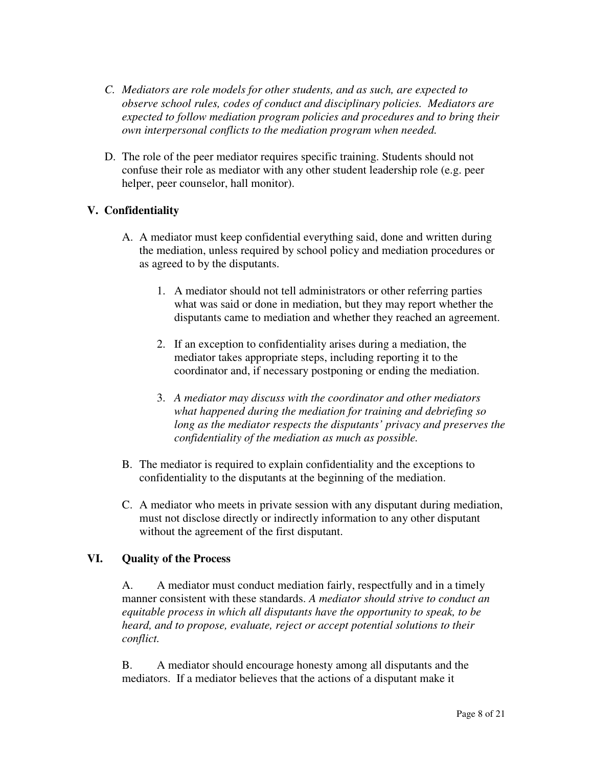C. *Mediators are role models for other students, and as such, are expected to observe school rules, codes of conduct and disciplinary policies. Mediators are expected to follow mediation program policies and procedures and to bring their own interpersonal conflicts to the mediation program when needed.*

D. The role of the peer mediator requires specific training. Students should not confuse their role as mediator with any other student leadership role (e.g. peer helper, peer counselor, hall monitor).

## V. Confidentiality

A. A mediator must keep confidential everything said, done and written during the mediation, unless required by school policy and mediation procedures or as agreed to by the disputants.

1. A mediator should not tell administrators or other referring parties what was said or done in mediation, but they may report whether the disputants came to mediation and whether they reached an agreement.

2. If an exception to confidentiality arises during a mediation, the mediator takes appropriate steps, including reporting it to the coordinator and, if necessary postponing or ending the mediation.

3. *A mediator may discuss with the coordinator and other mediators what happened during the mediation for training and debriefing so long as the mediator respects the disputants' privacy and preserves the confidentiality of the mediation as much as possible.*

B. The mediator is required to explain confidentiality and the exceptions to confidentiality to the disputants at the beginning of the mediation.

C. A mediator who meets in private session with any disputant during mediation, must not disclose directly or indirectly information to any other disputant without the agreement of the first disputant.

## VI. Quality of the Process

A. A mediator must conduct mediation fairly, respectfully and in a timely manner consistent with these standards. *A mediator should strive to conduct an equitable process in which all disputants have the opportunity to speak, to be heard, and to propose, evaluate, reject or accept potential solutions to their conflict.*

B. A mediator should encourage honesty among all disputants and the mediators. If a mediator believes that the actions of a disputant make it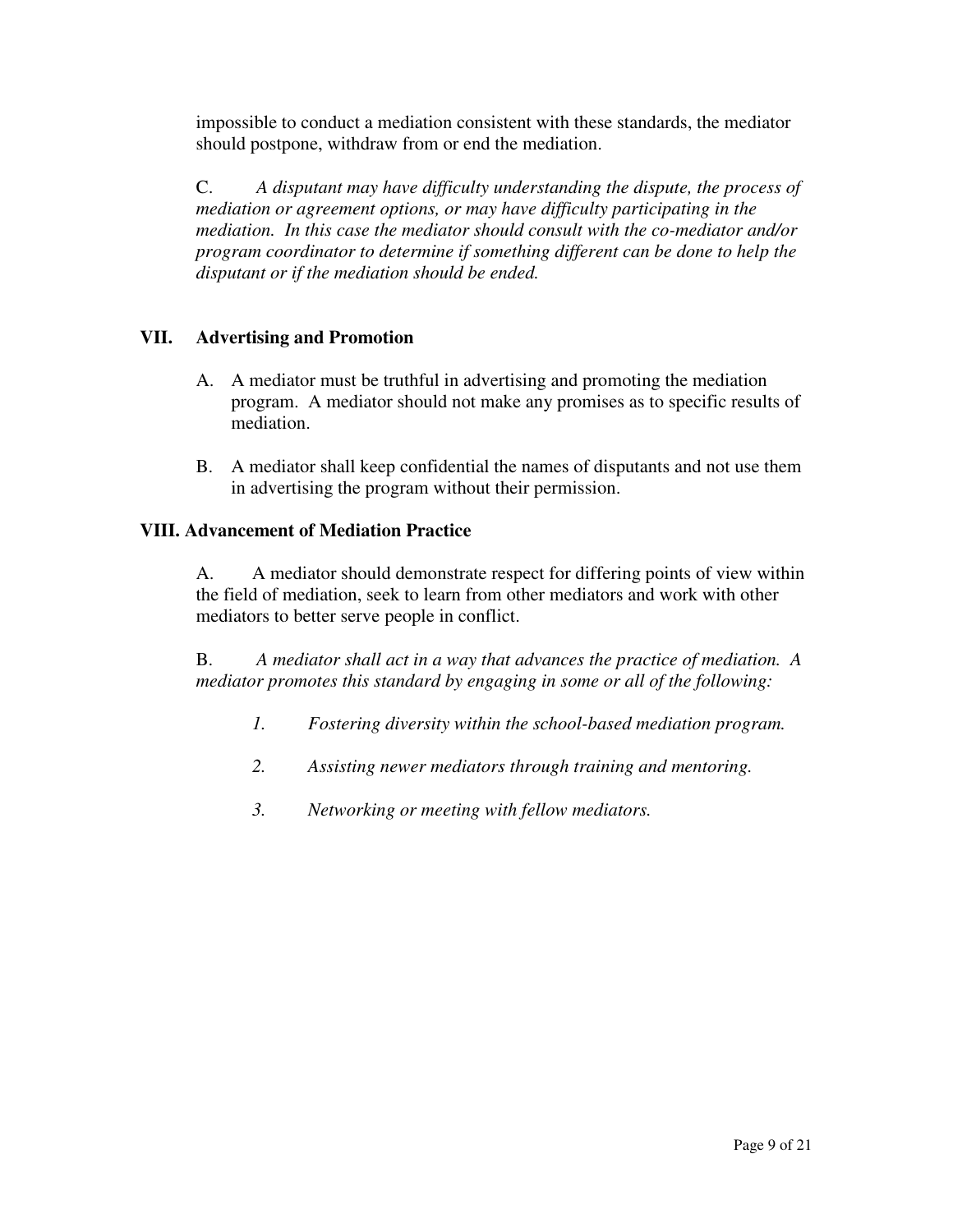impossible to conduct a mediation consistent with these standards, the mediator should postpone, withdraw from or end the mediation.

C. *A disputant may have difficulty understanding the dispute, the process of mediation or agreement options, or may have difficulty participating in the mediation. In this case the mediator should consult with the co-mediator and/or program coordinator to determine if something different can be done to help the disputant or if the mediation should be ended.*

## VII. Advertising and Promotion

A. A mediator must be truthful in advertising and promoting the mediation program. A mediator should not make any promises as to specific results of mediation.

B. A mediator shall keep confidential the names of disputants and not use them in advertising the program without their permission.

## VIII. Advancement of Mediation Practice

A. A mediator should demonstrate respect for differing points of view within the field of mediation, seek to learn from other mediators and work with other mediators to better serve people in conflict.

B. *A mediator shall act in a way that advances the practice of mediation. A mediator promotes this standard by engaging in some or all of the following:*

1. *Fostering diversity within the school-based mediation program.*

2. *Assisting newer mediators through training and mentoring.*

3. *Networking or meeting with fellow mediators.*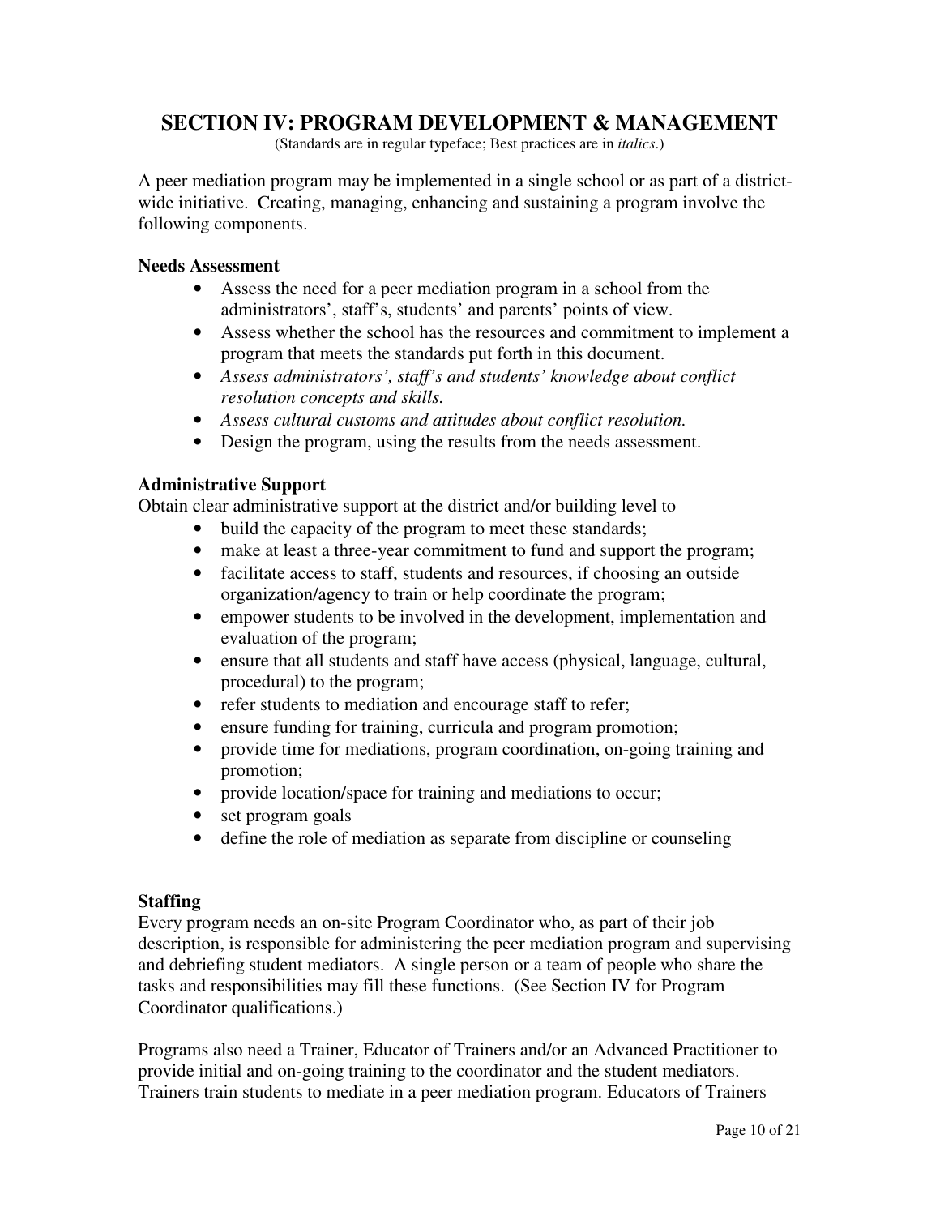## SECTION IV: PROGRAM DEVELOPMENT & MANAGEMENT

(Standards are in regular typeface; Best practices are in *italics*.)

A peer mediation program may be implemented in a single school or as part of a district-wide initiative. Creating, managing, enhancing and sustaining a program involve the following components.

**Needs Assessment**

- Assess the need for a peer mediation program in a school from the administrators', staff's, students' and parents' points of view.
- Assess whether the school has the resources and commitment to implement a program that meets the standards put forth in this document.
- *Assess administrators', staff's and students' knowledge about conflict resolution concepts and skills.*
- *Assess cultural customs and attitudes about conflict resolution.*
- Design the program, using the results from the needs assessment.

**Administrative Support**

Obtain clear administrative support at the district and/or building level to

- build the capacity of the program to meet these standards;
- make at least a three-year commitment to fund and support the program;
- facilitate access to staff, students and resources, if choosing an outside organization/agency to train or help coordinate the program;
- empower students to be involved in the development, implementation and evaluation of the program;
- ensure that all students and staff have access (physical, language, cultural, procedural) to the program;
- refer students to mediation and encourage staff to refer;
- ensure funding for training, curricula and program promotion;
- provide time for mediations, program coordination, on-going training and promotion;
- provide location/space for training and mediations to occur;
- set program goals
- define the role of mediation as separate from discipline or counseling

**Staffing**

Every program needs an on-site Program Coordinator who, as part of their job description, is responsible for administering the peer mediation program and supervising and debriefing student mediators. A single person or a team of people who share the tasks and responsibilities may fill these functions. (See Section IV for Program Coordinator qualifications.)

Programs also need a Trainer, Educator of Trainers and/or an Advanced Practitioner to provide initial and on-going training to the coordinator and the student mediators. Trainers train students to mediate in a peer mediation program. Educators of Trainers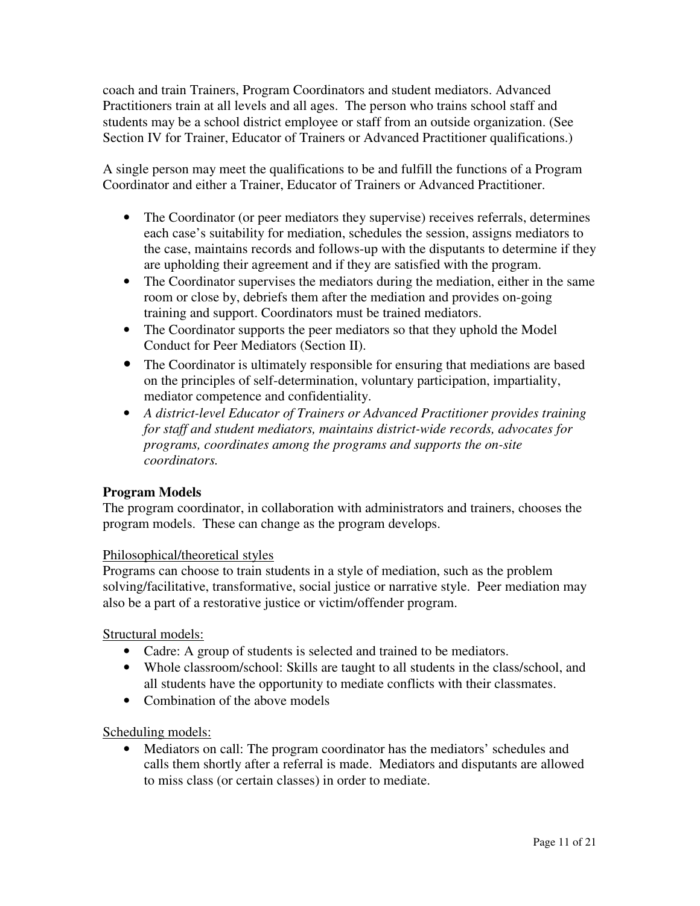coach and train Trainers, Program Coordinators and student mediators. Advanced Practitioners train at all levels and all ages. The person who trains school staff and students may be a school district employee or staff from an outside organization. (See Section IV for Trainer, Educator of Trainers or Advanced Practitioner qualifications.)

A single person may meet the qualifications to be and fulfill the functions of a Program Coordinator and either a Trainer, Educator of Trainers or Advanced Practitioner.

- The Coordinator (or peer mediators they supervise) receives referrals, determines each case's suitability for mediation, schedules the session, assigns mediators to the case, maintains records and follows-up with the disputants to determine if they are upholding their agreement and if they are satisfied with the program.
- The Coordinator supervises the mediators during the mediation, either in the same room or close by, debriefs them after the mediation and provides on-going training and support. Coordinators must be trained mediators.
- The Coordinator supports the peer mediators so that they uphold the Model Conduct for Peer Mediators (Section II).
- The Coordinator is ultimately responsible for ensuring that mediations are based on the principles of self-determination, voluntary participation, impartiality, mediator competence and confidentiality.
- *A district-level Educator of Trainers or Advanced Practitioner provides training for staff and student mediators, maintains district-wide records, advocates for programs, coordinates among the programs and supports the on-site coordinators.*

**Program Models**

The program coordinator, in collaboration with administrators and trainers, chooses the program models. These can change as the program develops.

<u>Philosophical/theoretical styles</u>

Programs can choose to train students in a style of mediation, such as the problem solving/facilitative, transformative, social justice or narrative style. Peer mediation may also be a part of a restorative justice or victim/offender program.

<u>Structural models:</u>

- Cadre: A group of students is selected and trained to be mediators.
- Whole classroom/school: Skills are taught to all students in the class/school, and all students have the opportunity to mediate conflicts with their classmates.
- Combination of the above models

<u>Scheduling models:</u>

- Mediators on call: The program coordinator has the mediators' schedules and calls them shortly after a referral is made. Mediators and disputants are allowed to miss class (or certain classes) in order to mediate.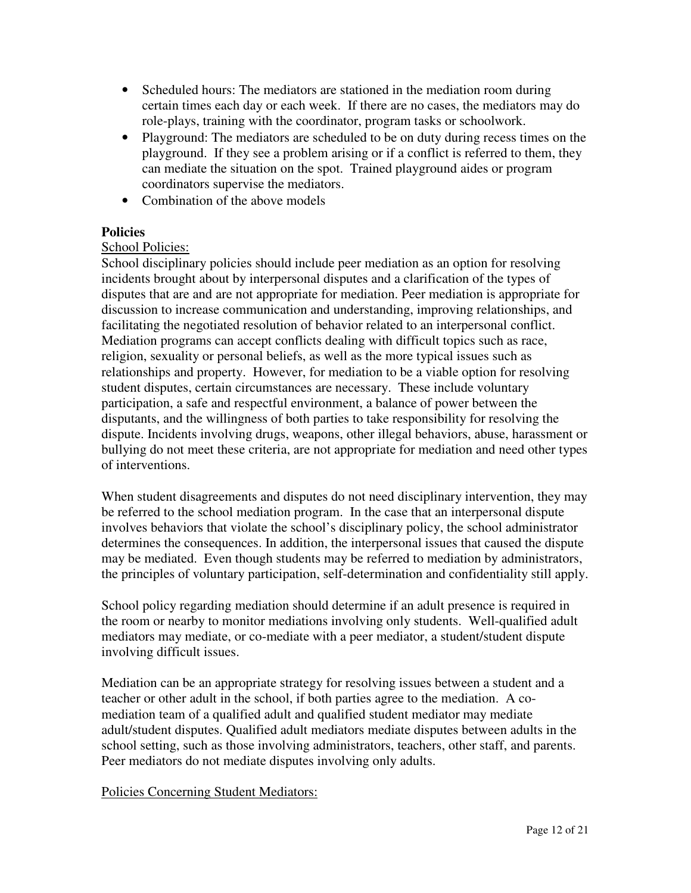- Scheduled hours: The mediators are stationed in the mediation room during certain times each day or each week. If there are no cases, the mediators may do role-plays, training with the coordinator, program tasks or schoolwork.
- Playground: The mediators are scheduled to be on duty during recess times on the playground. If they see a problem arising or if a conflict is referred to them, they can mediate the situation on the spot. Trained playground aides or program coordinators supervise the mediators.
- Combination of the above models

**Policies**

<u>School Policies:</u>

School disciplinary policies should include peer mediation as an option for resolving incidents brought about by interpersonal disputes and a clarification of the types of disputes that are and are not appropriate for mediation. Peer mediation is appropriate for discussion to increase communication and understanding, improving relationships, and facilitating the negotiated resolution of behavior related to an interpersonal conflict. Mediation programs can accept conflicts dealing with difficult topics such as race, religion, sexuality or personal beliefs, as well as the more typical issues such as relationships and property. However, for mediation to be a viable option for resolving student disputes, certain circumstances are necessary. These include voluntary participation, a safe and respectful environment, a balance of power between the disputants, and the willingness of both parties to take responsibility for resolving the dispute. Incidents involving drugs, weapons, other illegal behaviors, abuse, harassment or bullying do not meet these criteria, are not appropriate for mediation and need other types of interventions.

When student disagreements and disputes do not need disciplinary intervention, they may be referred to the school mediation program. In the case that an interpersonal dispute involves behaviors that violate the school's disciplinary policy, the school administrator determines the consequences. In addition, the interpersonal issues that caused the dispute may be mediated. Even though students may be referred to mediation by administrators, the principles of voluntary participation, self-determination and confidentiality still apply.

School policy regarding mediation should determine if an adult presence is required in the room or nearby to monitor mediations involving only students. Well-qualified adult mediators may mediate, or co-mediate with a peer mediator, a student/student dispute involving difficult issues.

Mediation can be an appropriate strategy for resolving issues between a student and a teacher or other adult in the school, if both parties agree to the mediation. A co-mediation team of a qualified adult and qualified student mediator may mediate adult/student disputes. Qualified adult mediators mediate disputes between adults in the school setting, such as those involving administrators, teachers, other staff, and parents. Peer mediators do not mediate disputes involving only adults.

<u>Policies Concerning Student Mediators:</u>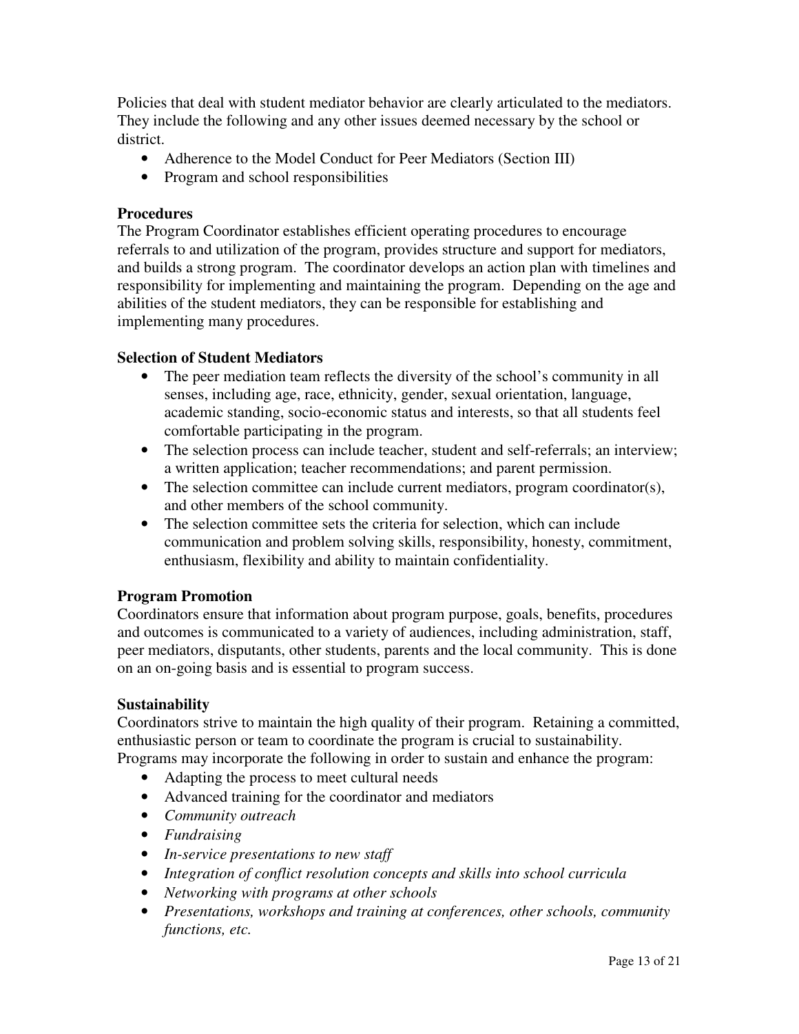Policies that deal with student mediator behavior are clearly articulated to the mediators. They include the following and any other issues deemed necessary by the school or district.

- Adherence to the Model Conduct for Peer Mediators (Section III)
- Program and school responsibilities

**Procedures**

The Program Coordinator establishes efficient operating procedures to encourage referrals to and utilization of the program, provides structure and support for mediators, and builds a strong program. The coordinator develops an action plan with timelines and responsibility for implementing and maintaining the program. Depending on the age and abilities of the student mediators, they can be responsible for establishing and implementing many procedures.

**Selection of Student Mediators**

- The peer mediation team reflects the diversity of the school's community in all senses, including age, race, ethnicity, gender, sexual orientation, language, academic standing, socio-economic status and interests, so that all students feel comfortable participating in the program.
- The selection process can include teacher, student and self-referrals; an interview; a written application; teacher recommendations; and parent permission.
- The selection committee can include current mediators, program coordinator(s), and other members of the school community.
- The selection committee sets the criteria for selection, which can include communication and problem solving skills, responsibility, honesty, commitment, enthusiasm, flexibility and ability to maintain confidentiality.

**Program Promotion**

Coordinators ensure that information about program purpose, goals, benefits, procedures and outcomes is communicated to a variety of audiences, including administration, staff, peer mediators, disputants, other students, parents and the local community. This is done on an on-going basis and is essential to program success.

**Sustainability**

Coordinators strive to maintain the high quality of their program. Retaining a committed, enthusiastic person or team to coordinate the program is crucial to sustainability. Programs may incorporate the following in order to sustain and enhance the program:

- Adapting the process to meet cultural needs
- Advanced training for the coordinator and mediators
- *Community outreach*
- *Fundraising*
- *In-service presentations to new staff*
- *Integration of conflict resolution concepts and skills into school curricula*
- *Networking with programs at other schools*
- *Presentations, workshops and training at conferences, other schools, community functions, etc.*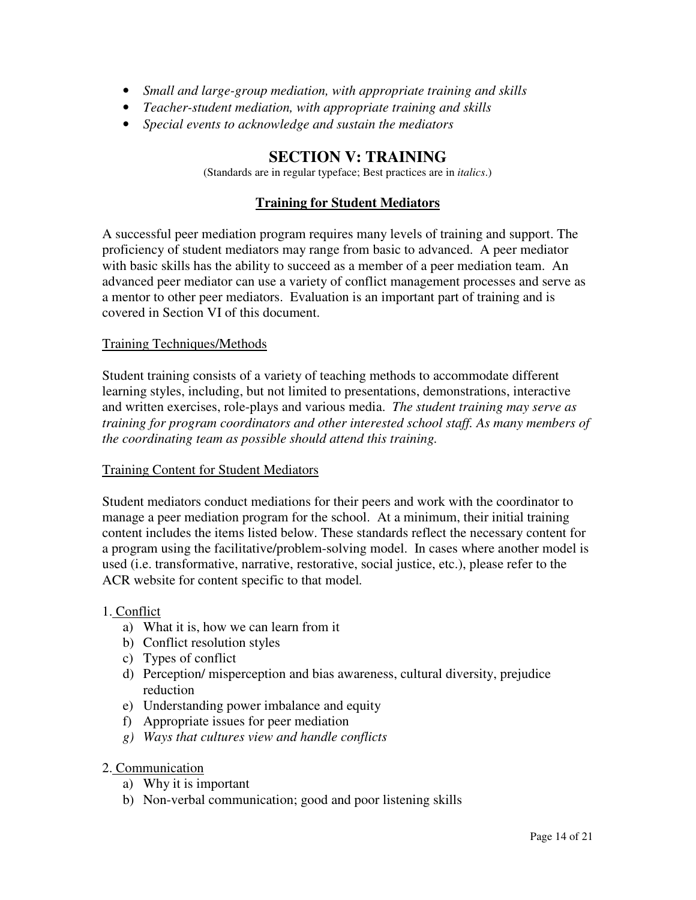- *Small and large-group mediation, with appropriate training and skills*
- *Teacher-student mediation, with appropriate training and skills*
- *Special events to acknowledge and sustain the mediators*

## SECTION V: TRAINING

(Standards are in regular typeface; Best practices are in *italics*.)

### Training for Student Mediators

A successful peer mediation program requires many levels of training and support. The proficiency of student mediators may range from basic to advanced. A peer mediator with basic skills has the ability to succeed as a member of a peer mediation team. An advanced peer mediator can use a variety of conflict management processes and serve as a mentor to other peer mediators. Evaluation is an important part of training and is covered in Section VI of this document.

#### Training Techniques/Methods

Student training consists of a variety of teaching methods to accommodate different learning styles, including, but not limited to presentations, demonstrations, interactive and written exercises, role-plays and various media. *The student training may serve as training for program coordinators and other interested school staff. As many members of the coordinating team as possible should attend this training.*

#### Training Content for Student Mediators

Student mediators conduct mediations for their peers and work with the coordinator to manage a peer mediation program for the school. At a minimum, their initial training content includes the items listed below. These standards reflect the necessary content for a program using the facilitative/problem-solving model. In cases where another model is used (i.e. transformative, narrative, restorative, social justice, etc.), please refer to the ACR website for content specific to that model.

1. Conflict
   a) What it is, how we can learn from it
   b) Conflict resolution styles
   c) Types of conflict
   d) Perception/ misperception and bias awareness, cultural diversity, prejudice reduction
   e) Understanding power imbalance and equity
   f) Appropriate issues for peer mediation
   g) *Ways that cultures view and handle conflicts*

2. Communication
   a) Why it is important
   b) Non-verbal communication; good and poor listening skills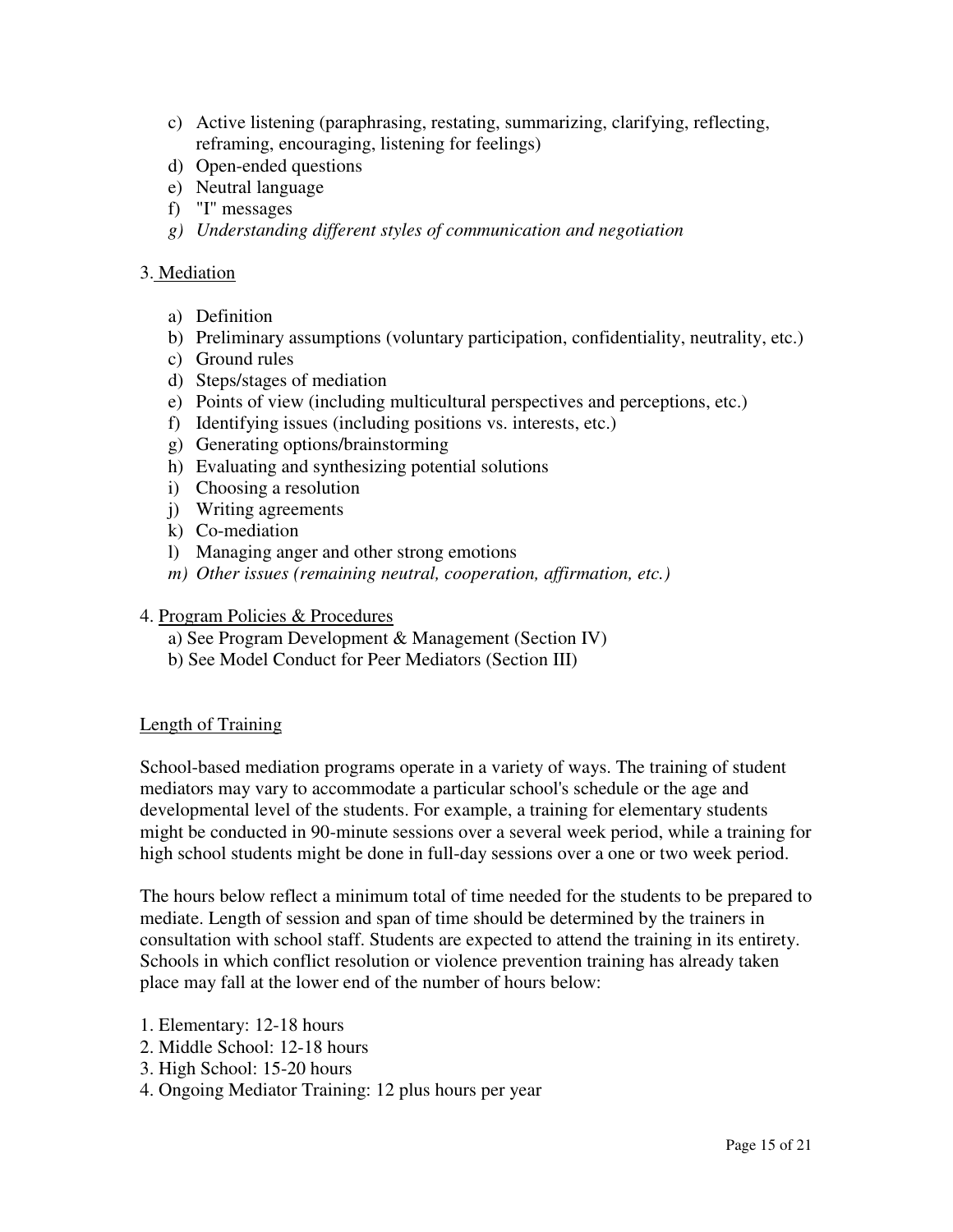c) Active listening (paraphrasing, restating, summarizing, clarifying, reflecting, reframing, encouraging, listening for feelings)
d) Open-ended questions
e) Neutral language
f) "I" messages
*g) Understanding different styles of communication and negotiation*

3. Mediation

a) Definition
b) Preliminary assumptions (voluntary participation, confidentiality, neutrality, etc.)
c) Ground rules
d) Steps/stages of mediation
e) Points of view (including multicultural perspectives and perceptions, etc.)
f) Identifying issues (including positions vs. interests, etc.)
g) Generating options/brainstorming
h) Evaluating and synthesizing potential solutions
i) Choosing a resolution
j) Writing agreements
k) Co-mediation
l) Managing anger and other strong emotions
*m) Other issues (remaining neutral, cooperation, affirmation, etc.)*

4. Program Policies & Procedures

a) See Program Development & Management (Section IV)
b) See Model Conduct for Peer Mediators (Section III)

Length of Training

School-based mediation programs operate in a variety of ways. The training of student mediators may vary to accommodate a particular school's schedule or the age and developmental level of the students. For example, a training for elementary students might be conducted in 90-minute sessions over a several week period, while a training for high school students might be done in full-day sessions over a one or two week period.

The hours below reflect a minimum total of time needed for the students to be prepared to mediate. Length of session and span of time should be determined by the trainers in consultation with school staff. Students are expected to attend the training in its entirety. Schools in which conflict resolution or violence prevention training has already taken place may fall at the lower end of the number of hours below:

1. Elementary: 12-18 hours
2. Middle School: 12-18 hours
3. High School: 15-20 hours
4. Ongoing Mediator Training: 12 plus hours per year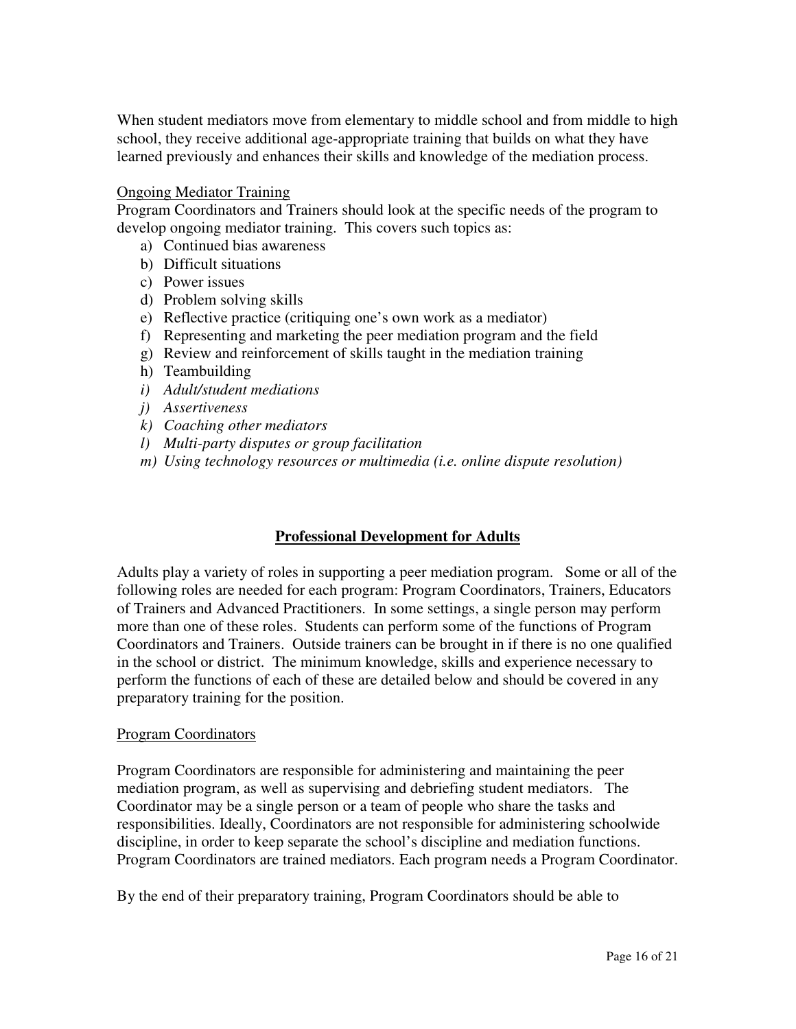When student mediators move from elementary to middle school and from middle to high school, they receive additional age-appropriate training that builds on what they have learned previously and enhances their skills and knowledge of the mediation process.

<u>Ongoing Mediator Training</u>

Program Coordinators and Trainers should look at the specific needs of the program to develop ongoing mediator training. This covers such topics as:

a) Continued bias awareness
b) Difficult situations
c) Power issues
d) Problem solving skills
e) Reflective practice (critiquing one's own work as a mediator)
f) Representing and marketing the peer mediation program and the field
g) Review and reinforcement of skills taught in the mediation training
h) Teambuilding
i) *Adult/student mediations*
j) *Assertiveness*
k) *Coaching other mediators*
l) *Multi-party disputes or group facilitation*
m) *Using technology resources or multimedia (i.e. online dispute resolution)*

## Professional Development for Adults

Adults play a variety of roles in supporting a peer mediation program. Some or all of the following roles are needed for each program: Program Coordinators, Trainers, Educators of Trainers and Advanced Practitioners. In some settings, a single person may perform more than one of these roles. Students can perform some of the functions of Program Coordinators and Trainers. Outside trainers can be brought in if there is no one qualified in the school or district. The minimum knowledge, skills and experience necessary to perform the functions of each of these are detailed below and should be covered in any preparatory training for the position.

<u>Program Coordinators</u>

Program Coordinators are responsible for administering and maintaining the peer mediation program, as well as supervising and debriefing student mediators. The Coordinator may be a single person or a team of people who share the tasks and responsibilities. Ideally, Coordinators are not responsible for administering schoolwide discipline, in order to keep separate the school's discipline and mediation functions. Program Coordinators are trained mediators. Each program needs a Program Coordinator.

By the end of their preparatory training, Program Coordinators should be able to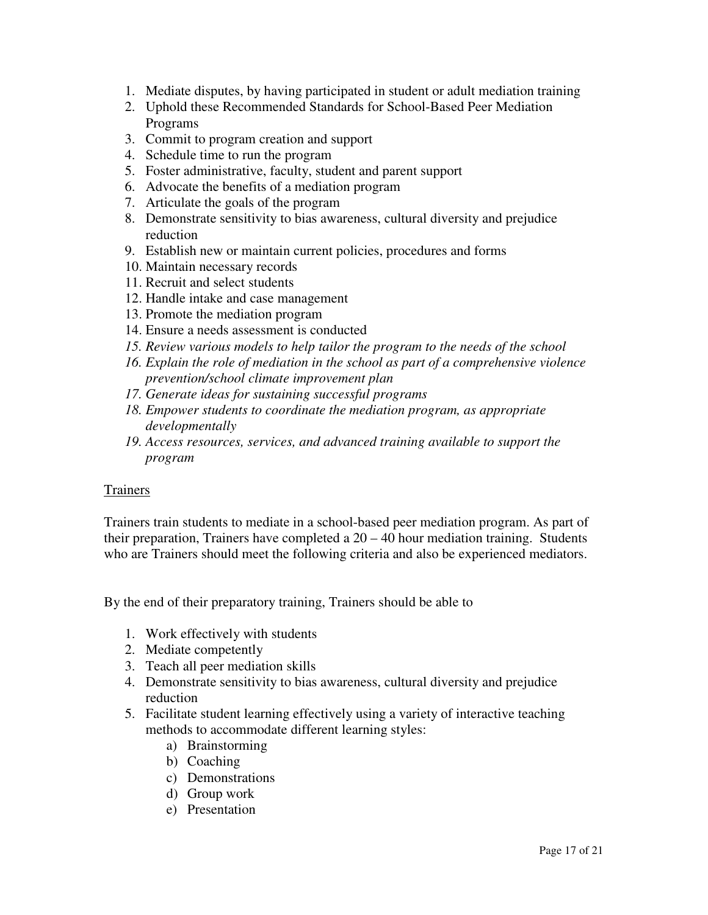1. Mediate disputes, by having participated in student or adult mediation training
2. Uphold these Recommended Standards for School-Based Peer Mediation Programs
3. Commit to program creation and support
4. Schedule time to run the program
5. Foster administrative, faculty, student and parent support
6. Advocate the benefits of a mediation program
7. Articulate the goals of the program
8. Demonstrate sensitivity to bias awareness, cultural diversity and prejudice reduction
9. Establish new or maintain current policies, procedures and forms
10. Maintain necessary records
11. Recruit and select students
12. Handle intake and case management
13. Promote the mediation program
14. Ensure a needs assessment is conducted
15. *Review various models to help tailor the program to the needs of the school*
16. *Explain the role of mediation in the school as part of a comprehensive violence prevention/school climate improvement plan*
17. *Generate ideas for sustaining successful programs*
18. *Empower students to coordinate the mediation program, as appropriate developmentally*
19. *Access resources, services, and advanced training available to support the program*

<u>Trainers</u>

Trainers train students to mediate in a school-based peer mediation program. As part of their preparation, Trainers have completed a 20 – 40 hour mediation training. Students who are Trainers should meet the following criteria and also be experienced mediators.

By the end of their preparatory training, Trainers should be able to

1. Work effectively with students
2. Mediate competently
3. Teach all peer mediation skills
4. Demonstrate sensitivity to bias awareness, cultural diversity and prejudice reduction
5. Facilitate student learning effectively using a variety of interactive teaching methods to accommodate different learning styles:
   a) Brainstorming
   b) Coaching
   c) Demonstrations
   d) Group work
   e) Presentation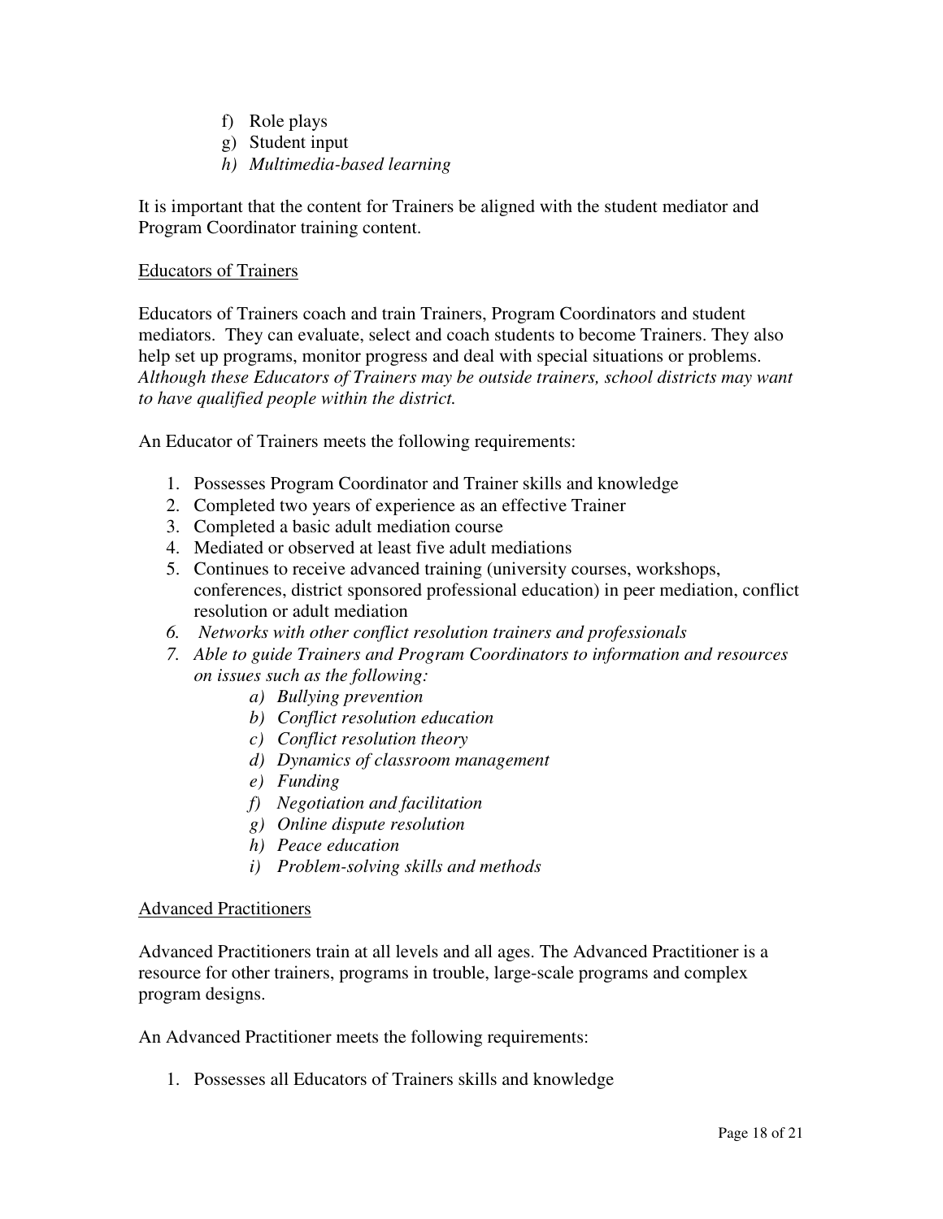f) Role plays
g) Student input
h) *Multimedia-based learning*

It is important that the content for Trainers be aligned with the student mediator and Program Coordinator training content.

<u>Educators of Trainers</u>

Educators of Trainers coach and train Trainers, Program Coordinators and student mediators. They can evaluate, select and coach students to become Trainers. They also help set up programs, monitor progress and deal with special situations or problems. *Although these Educators of Trainers may be outside trainers, school districts may want to have qualified people within the district.*

An Educator of Trainers meets the following requirements:

1. Possesses Program Coordinator and Trainer skills and knowledge
2. Completed two years of experience as an effective Trainer
3. Completed a basic adult mediation course
4. Mediated or observed at least five adult mediations
5. Continues to receive advanced training (university courses, workshops, conferences, district sponsored professional education) in peer mediation, conflict resolution or adult mediation
6. *Networks with other conflict resolution trainers and professionals*
7. *Able to guide Trainers and Program Coordinators to information and resources on issues such as the following:*
    a) *Bullying prevention*
    b) *Conflict resolution education*
    c) *Conflict resolution theory*
    d) *Dynamics of classroom management*
    e) *Funding*
    f) *Negotiation and facilitation*
    g) *Online dispute resolution*
    h) *Peace education*
    i) *Problem-solving skills and methods*

<u>Advanced Practitioners</u>

Advanced Practitioners train at all levels and all ages. The Advanced Practitioner is a resource for other trainers, programs in trouble, large-scale programs and complex program designs.

An Advanced Practitioner meets the following requirements:

1. Possesses all Educators of Trainers skills and knowledge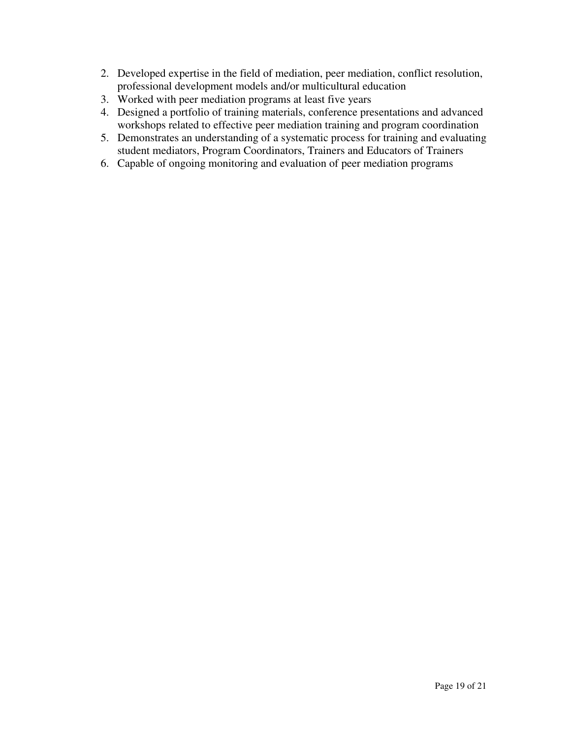2. Developed expertise in the field of mediation, peer mediation, conflict resolution, professional development models and/or multicultural education
3. Worked with peer mediation programs at least five years
4. Designed a portfolio of training materials, conference presentations and advanced workshops related to effective peer mediation training and program coordination
5. Demonstrates an understanding of a systematic process for training and evaluating student mediators, Program Coordinators, Trainers and Educators of Trainers
6. Capable of ongoing monitoring and evaluation of peer mediation programs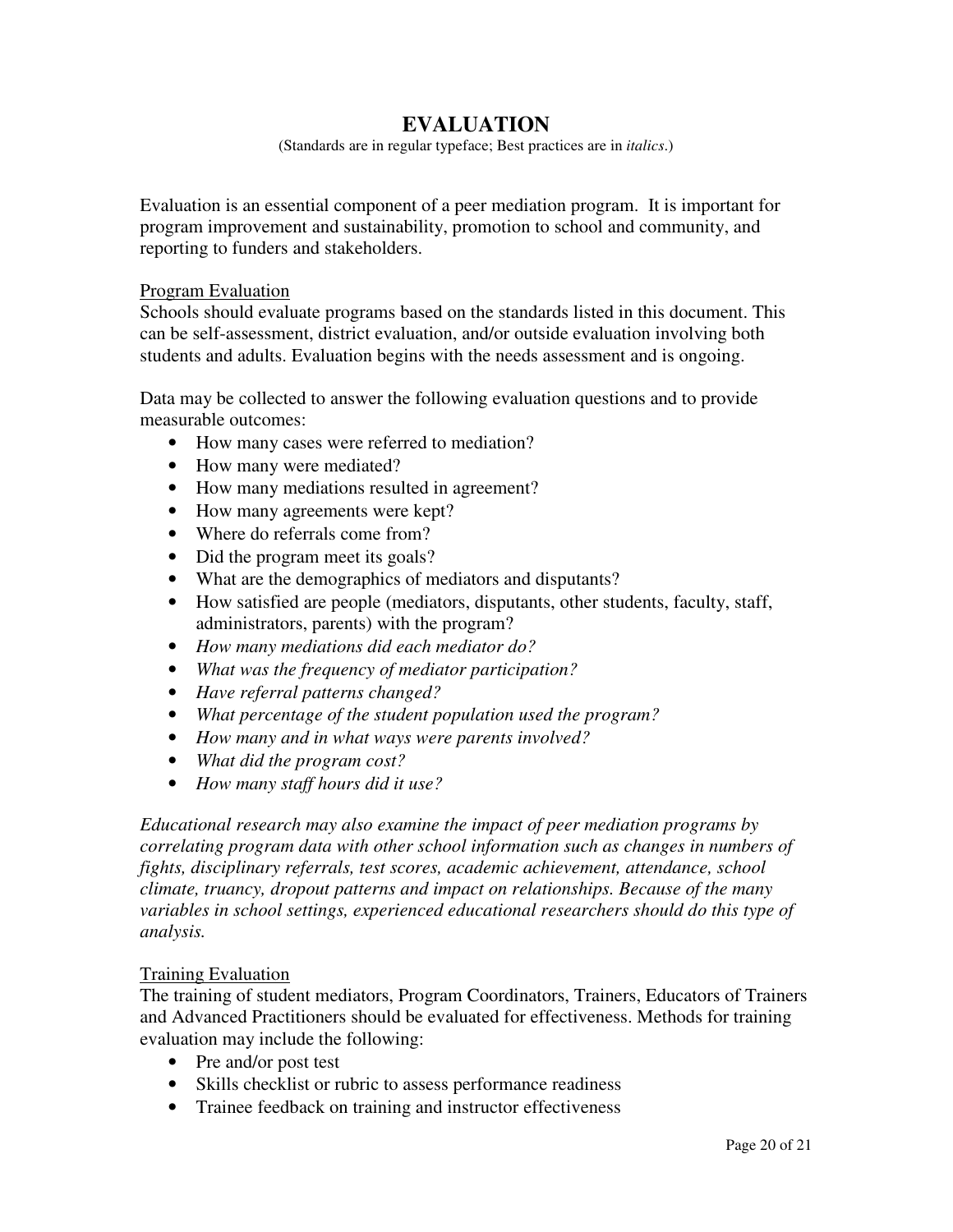# EVALUATION

(Standards are in regular typeface; Best practices are in *italics*.)

Evaluation is an essential component of a peer mediation program. It is important for program improvement and sustainability, promotion to school and community, and reporting to funders and stakeholders.

Program Evaluation

Schools should evaluate programs based on the standards listed in this document. This can be self-assessment, district evaluation, and/or outside evaluation involving both students and adults. Evaluation begins with the needs assessment and is ongoing.

Data may be collected to answer the following evaluation questions and to provide measurable outcomes:

- How many cases were referred to mediation?
- How many were mediated?
- How many mediations resulted in agreement?
- How many agreements were kept?
- Where do referrals come from?
- Did the program meet its goals?
- What are the demographics of mediators and disputants?
- How satisfied are people (mediators, disputants, other students, faculty, staff, administrators, parents) with the program?
- *How many mediations did each mediator do?*
- *What was the frequency of mediator participation?*
- *Have referral patterns changed?*
- *What percentage of the student population used the program?*
- *How many and in what ways were parents involved?*
- *What did the program cost?*
- *How many staff hours did it use?*

*Educational research may also examine the impact of peer mediation programs by correlating program data with other school information such as changes in numbers of fights, disciplinary referrals, test scores, academic achievement, attendance, school climate, truancy, dropout patterns and impact on relationships. Because of the many variables in school settings, experienced educational researchers should do this type of analysis.*

Training Evaluation

The training of student mediators, Program Coordinators, Trainers, Educators of Trainers and Advanced Practitioners should be evaluated for effectiveness. Methods for training evaluation may include the following:

- Pre and/or post test
- Skills checklist or rubric to assess performance readiness
- Trainee feedback on training and instructor effectiveness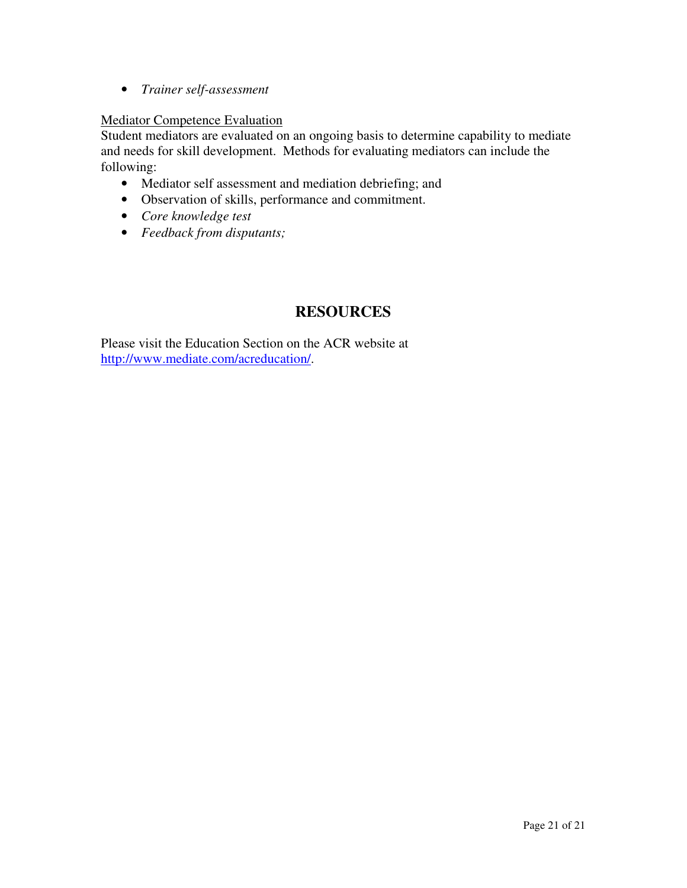- *Trainer self-assessment*

Mediator Competence Evaluation
Student mediators are evaluated on an ongoing basis to determine capability to mediate and needs for skill development. Methods for evaluating mediators can include the following:

- Mediator self assessment and mediation debriefing; and
- Observation of skills, performance and commitment.
- *Core knowledge test*
- *Feedback from disputants;*

## RESOURCES

Please visit the Education Section on the ACR website at [http://www.mediate.com/acreducation/](http://www.mediate.com/acreducation/).